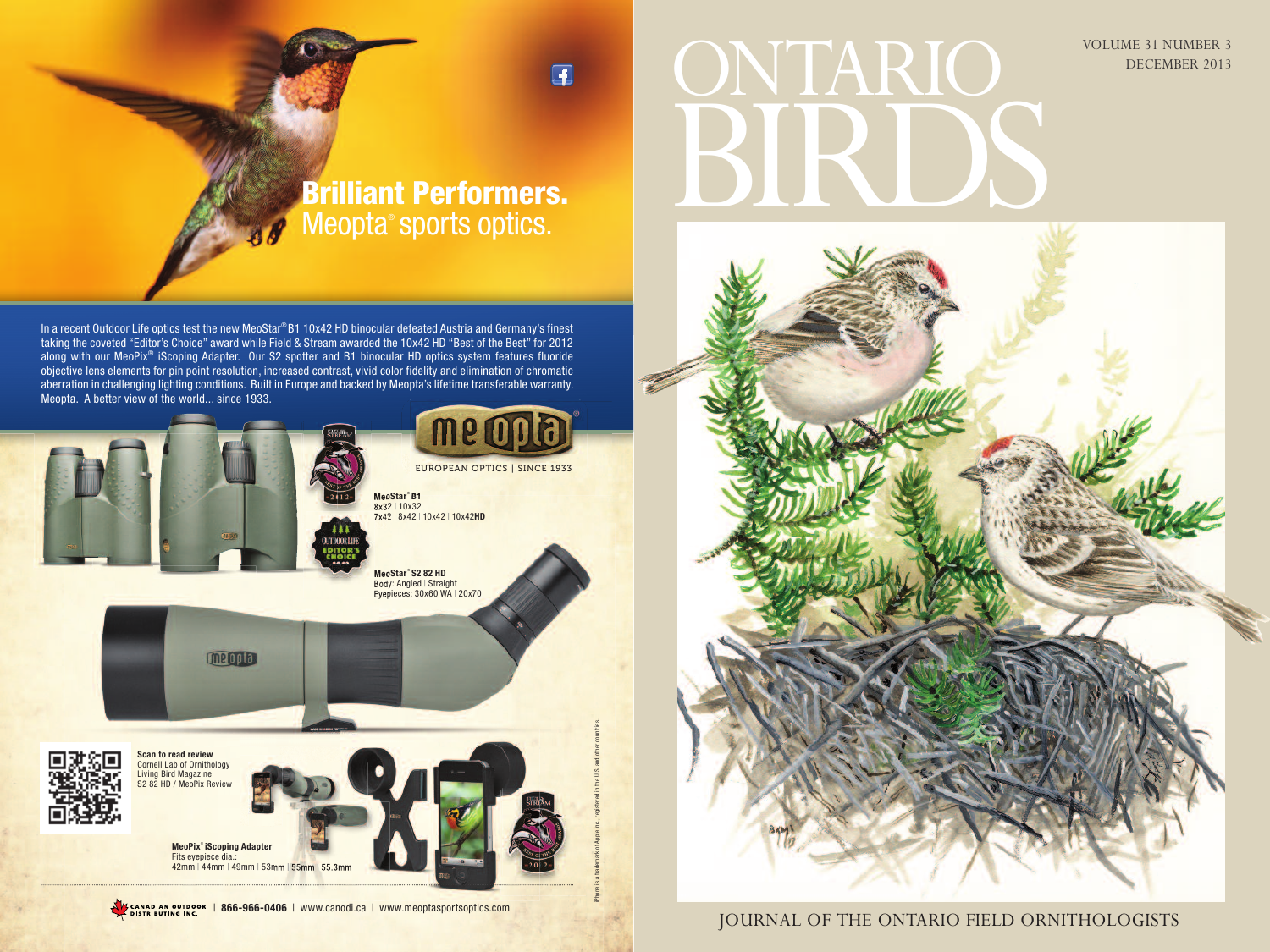# Brilliant Performers.

Meopta® sports optics.

In a recent Outdoor Life optics test the new MeoStar® B1 10x42 HD binocular defeated Austria and Germany's finest taking the coveted "Editor's Choice" award while Field & Stream awarded the 10x42 HD "Best of the Best" for 2012 along with our MeoPix® iScoping Adapter. Our S2 spotter and B1 binocular HD optics system features fluoride objective lens elements for pin point resolution, increased contrast, vivid color fidelity and elimination of chromatic aberration in challenging lighting conditions. Built in Europe and backed by Meopta's lifetime transferable warranty. Meopta. A better view of the world... since 1933.

meopta®

EUROPEAN OPTICS | SINCE 1933

**MeoStar® B1**
8x32 | 10x32
7x42 | 8x42 | 10x42 | 10x42**HD**

**MeoStar® S2 82 HD**
Body: Angled | Straight
Eyepieces: 30x60 WA | 20x70

**Scan to read review**
Cornell Lab of Ornithology
Living Bird Magazine
S2 82 HD / MeoPix Review

**MeoPix® iScoping Adapter**
Fits eyepiece dia.:
42mm | 44mm | 49mm | 53mm | 55mm | 55.3mm

iPhone is a trademark of Apple Inc., registered in the U.S. and other countries.

CANADIAN OUTDOOR DISTRIBUTING INC. | 866-966-0406 | www.canodi.ca | www.meoptasportsoptics.com

# ONTARIO BIRDS

VOLUME 31 NUMBER 3
DECEMBER 2013

JOURNAL OF THE ONTARIO FIELD ORNITHOLOGISTS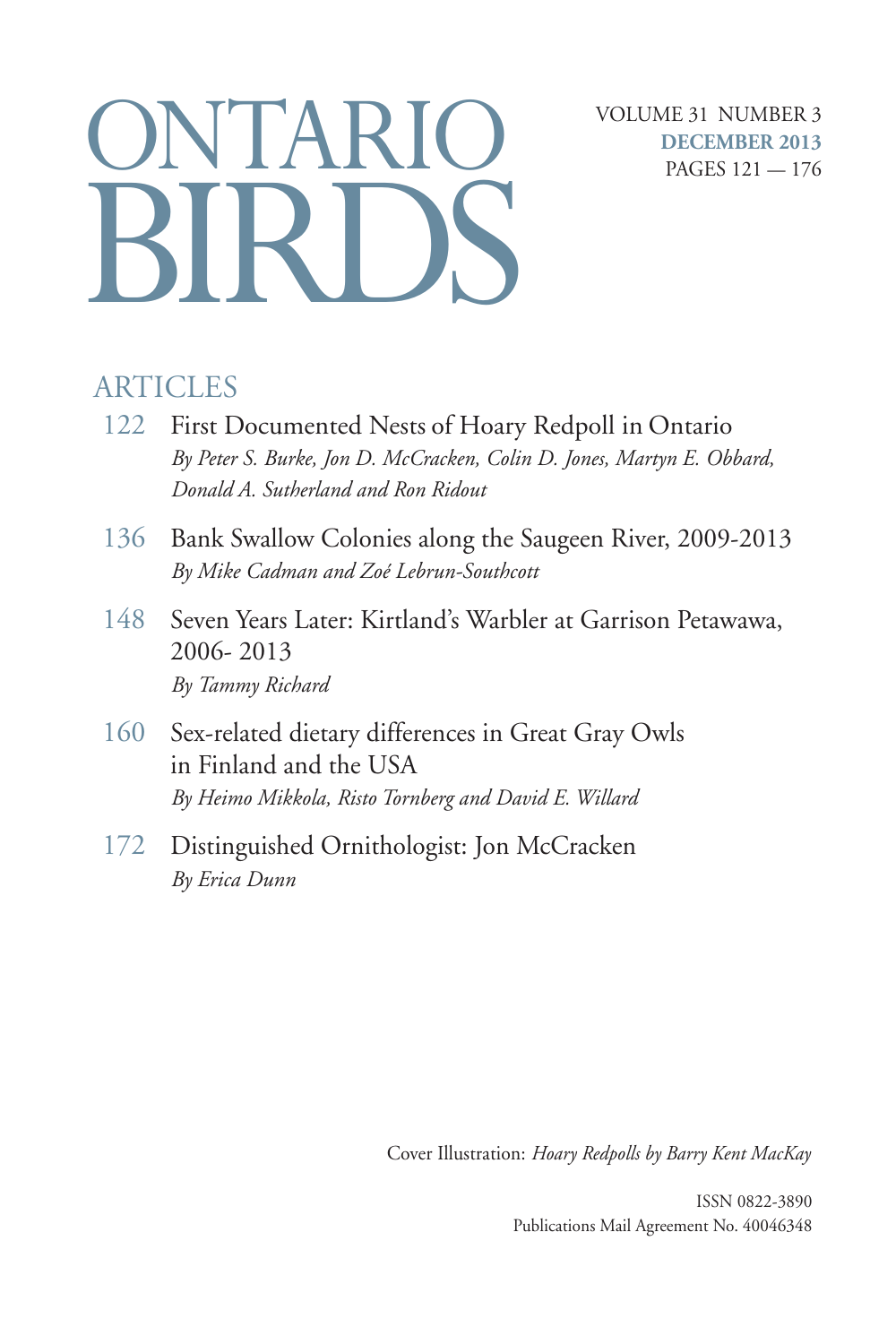# ONTARIO BIRDS

VOLUME 31 NUMBER 3
**DECEMBER 2013**
PAGES 121 — 176

## ARTICLES

122 First Documented Nests of Hoary Redpoll in Ontario
*By Peter S. Burke, Jon D. McCracken, Colin D. Jones, Martyn E. Obbard, Donald A. Sutherland and Ron Ridout*

136 Bank Swallow Colonies along the Saugeen River, 2009-2013
*By Mike Cadman and Zoé Lebrun-Southcott*

148 Seven Years Later: Kirtland's Warbler at Garrison Petawawa, 2006- 2013
*By Tammy Richard*

160 Sex-related dietary differences in Great Gray Owls in Finland and the USA
*By Heimo Mikkola, Risto Tornberg and David E. Willard*

172 Distinguished Ornithologist: Jon McCracken
*By Erica Dunn*

Cover Illustration: *Hoary Redpolls by Barry Kent MacKay*

ISSN 0822-3890
Publications Mail Agreement No. 40046348